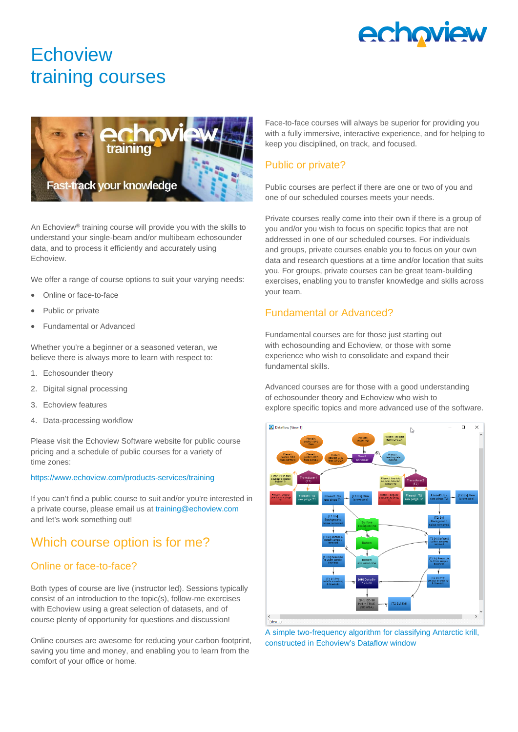# Echoview training courses

An Echoview® training course will provide you with the skills to understand your single-beam and/or multibeam echosounder data, and to process it efficiently and accurately using Echoview.

We offer a range of course options to suit your varying needs:

- Online or face-to-face
- Public or private
- Fundamental or Advanced

Whether you're a beginner or a seasoned veteran, we believe there is always more to learn with respect to:

1. Echosounder theory
2. Digital signal processing
3. Echoview features
4. Data-processing workflow

Please visit the Echoview Software website for public course pricing and a schedule of public courses for a variety of time zones:

https://www.echoview.com/products-services/training

If you can't find a public course to suit and/or you're interested in a private course, please email us at training@echoview.com and let's work something out!

## Which course option is for me?

### Online or face-to-face?

Both types of course are live (instructor led). Sessions typically consist of an introduction to the topic(s), follow-me exercises with Echoview using a great selection of datasets, and of course plenty of opportunity for questions and discussion!

Online courses are awesome for reducing your carbon footprint, saving you time and money, and enabling you to learn from the comfort of your office or home.

Face-to-face courses will always be superior for providing you with a fully immersive, interactive experience, and for helping to keep you disciplined, on track, and focused.

### Public or private?

Public courses are perfect if there are one or two of you and one of our scheduled courses meets your needs.

Private courses really come into their own if there is a group of you and/or you wish to focus on specific topics that are not addressed in one of our scheduled courses. For individuals and groups, private courses enable you to focus on your own data and research questions at a time and/or location that suits you. For groups, private courses can be great team-building exercises, enabling you to transfer knowledge and skills across your team.

### Fundamental or Advanced?

Fundamental courses are for those just starting out with echosounding and Echoview, or those with some experience who wish to consolidate and expand their fundamental skills.

Advanced courses are for those with a good understanding of echosounder theory and Echoview who wish to explore specific topics and more advanced use of the software.

A simple two-frequency algorithm for classifying Antarctic krill, constructed in Echoview's Dataflow window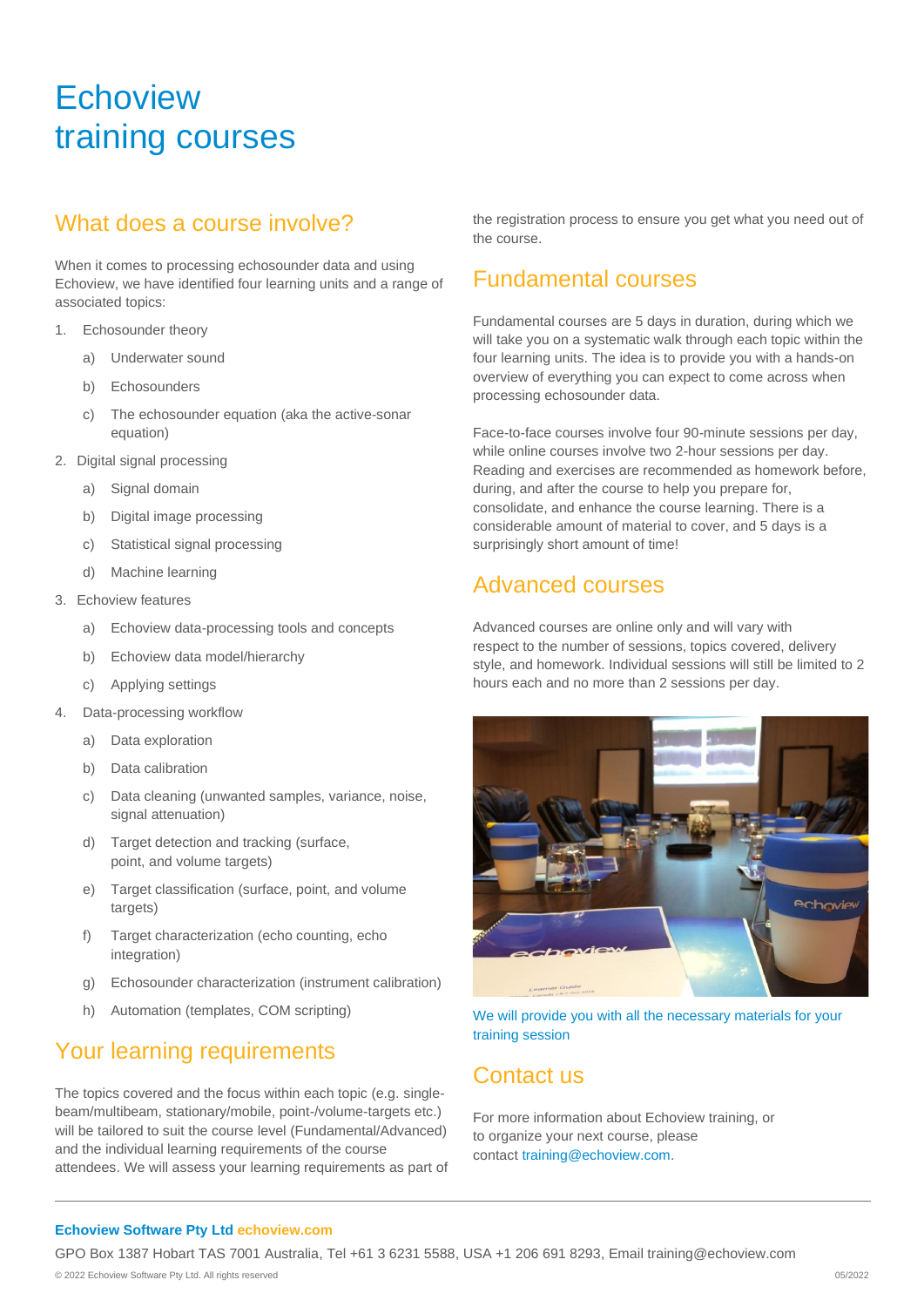# Echoview training courses

## What does a course involve?

When it comes to processing echosounder data and using Echoview, we have identified four learning units and a range of associated topics:

1. Echosounder theory
   a) Underwater sound
   b) Echosounders
   c) The echosounder equation (aka the active-sonar equation)
2. Digital signal processing
   a) Signal domain
   b) Digital image processing
   c) Statistical signal processing
   d) Machine learning
3. Echoview features
   a) Echoview data-processing tools and concepts
   b) Echoview data model/hierarchy
   c) Applying settings
4. Data-processing workflow
   a) Data exploration
   b) Data calibration
   c) Data cleaning (unwanted samples, variance, noise, signal attenuation)
   d) Target detection and tracking (surface, point, and volume targets)
   e) Target classification (surface, point, and volume targets)
   f) Target characterization (echo counting, echo integration)
   g) Echosounder characterization (instrument calibration)
   h) Automation (templates, COM scripting)

## Your learning requirements

The topics covered and the focus within each topic (e.g. single-beam/multibeam, stationary/mobile, point-/volume-targets etc.) will be tailored to suit the course level (Fundamental/Advanced) and the individual learning requirements of the course attendees. We will assess your learning requirements as part of the registration process to ensure you get what you need out of the course.

## Fundamental courses

Fundamental courses are 5 days in duration, during which we will take you on a systematic walk through each topic within the four learning units. The idea is to provide you with a hands-on overview of everything you can expect to come across when processing echosounder data.

Face-to-face courses involve four 90-minute sessions per day, while online courses involve two 2-hour sessions per day. Reading and exercises are recommended as homework before, during, and after the course to help you prepare for, consolidate, and enhance the course learning. There is a considerable amount of material to cover, and 5 days is a surprisingly short amount of time!

## Advanced courses

Advanced courses are online only and will vary with respect to the number of sessions, topics covered, delivery style, and homework. Individual sessions will still be limited to 2 hours each and no more than 2 sessions per day.

We will provide you with all the necessary materials for your training session

## Contact us

For more information about Echoview training, or to organize your next course, please contact training@echoview.com.

**Echoview Software Pty Ltd** echoview.com

GPO Box 1387 Hobart TAS 7001 Australia, Tel +61 3 6231 5588, USA +1 206 691 8293, Email training@echoview.com

© 2022 Echoview Software Pty Ltd. All rights reserved

05/2022